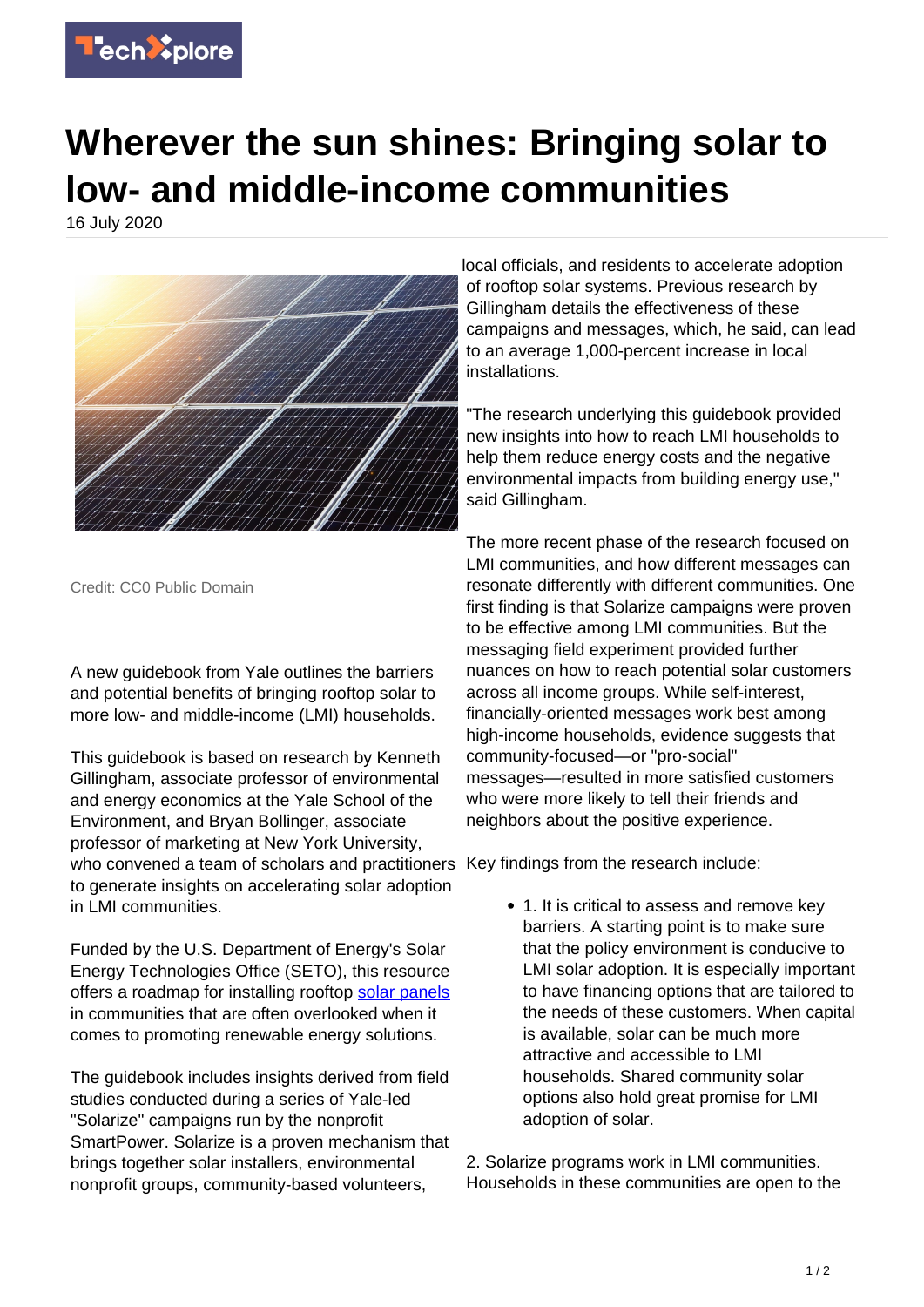# Wherever the sun shines: Bringing solar to low- and middle-income communities

16 July 2020

Credit: CC0 Public Domain

A new guidebook from Yale outlines the barriers and potential benefits of bringing rooftop solar to more low- and middle-income (LMI) households.

This guidebook is based on research by Kenneth Gillingham, associate professor of environmental and energy economics at the Yale School of the Environment, and Bryan Bollinger, associate professor of marketing at New York University, who convened a team of scholars and practitioners to generate insights on accelerating solar adoption in LMI communities.

Funded by the U.S. Department of Energy's Solar Energy Technologies Office (SETO), this resource offers a roadmap for installing rooftop solar panels in communities that are often overlooked when it comes to promoting renewable energy solutions.

The guidebook includes insights derived from field studies conducted during a series of Yale-led "Solarize" campaigns run by the nonprofit SmartPower. Solarize is a proven mechanism that brings together solar installers, environmental nonprofit groups, community-based volunteers, local officials, and residents to accelerate adoption of rooftop solar systems. Previous research by Gillingham details the effectiveness of these campaigns and messages, which, he said, can lead to an average 1,000-percent increase in local installations.

"The research underlying this guidebook provided new insights into how to reach LMI households to help them reduce energy costs and the negative environmental impacts from building energy use," said Gillingham.

The more recent phase of the research focused on LMI communities, and how different messages can resonate differently with different communities. One first finding is that Solarize campaigns were proven to be effective among LMI communities. But the messaging field experiment provided further nuances on how to reach potential solar customers across all income groups. While self-interest, financially-oriented messages work best among high-income households, evidence suggests that community-focused—or "pro-social" messages—resulted in more satisfied customers who were more likely to tell their friends and neighbors about the positive experience.

Key findings from the research include:

- 1. It is critical to assess and remove key barriers. A starting point is to make sure that the policy environment is conducive to LMI solar adoption. It is especially important to have financing options that are tailored to the needs of these customers. When capital is available, solar can be much more attractive and accessible to LMI households. Shared community solar options also hold great promise for LMI adoption of solar.

2. Solarize programs work in LMI communities. Households in these communities are open to the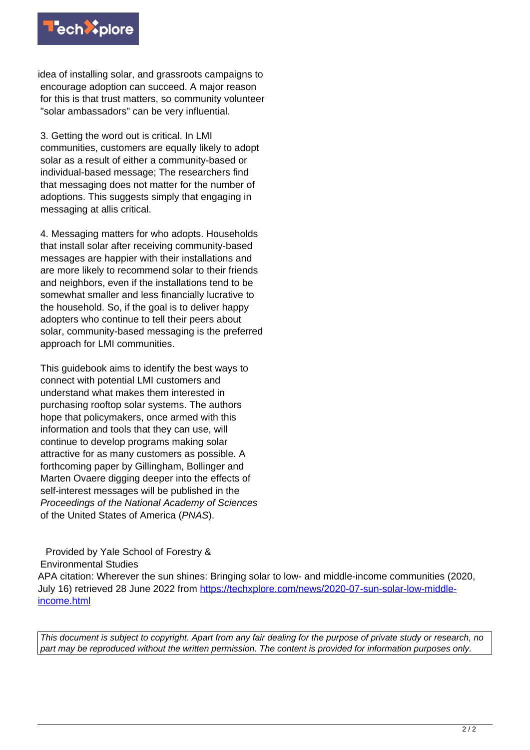idea of installing solar, and grassroots campaigns to encourage adoption can succeed. A major reason for this is that trust matters, so community volunteer "solar ambassadors" can be very influential.

3. Getting the word out is critical. In LMI communities, customers are equally likely to adopt solar as a result of either a community-based or individual-based message; The researchers find that messaging does not matter for the number of adoptions. This suggests simply that engaging in messaging at allis critical.

4. Messaging matters for who adopts. Households that install solar after receiving community-based messages are happier with their installations and are more likely to recommend solar to their friends and neighbors, even if the installations tend to be somewhat smaller and less financially lucrative to the household. So, if the goal is to deliver happy adopters who continue to tell their peers about solar, community-based messaging is the preferred approach for LMI communities.

This guidebook aims to identify the best ways to connect with potential LMI customers and understand what makes them interested in purchasing rooftop solar systems. The authors hope that policymakers, once armed with this information and tools that they can use, will continue to develop programs making solar attractive for as many customers as possible. A forthcoming paper by Gillingham, Bollinger and Marten Ovaere digging deeper into the effects of self-interest messages will be published in the *Proceedings of the National Academy of Sciences* of the United States of America (*PNAS*).

Provided by Yale School of Forestry & Environmental Studies

APA citation: Wherever the sun shines: Bringing solar to low- and middle-income communities (2020, July 16) retrieved 28 June 2022 from https://techxplore.com/news/2020-07-sun-solar-low-middle-income.html

*This document is subject to copyright. Apart from any fair dealing for the purpose of private study or research, no part may be reproduced without the written permission. The content is provided for information purposes only.*